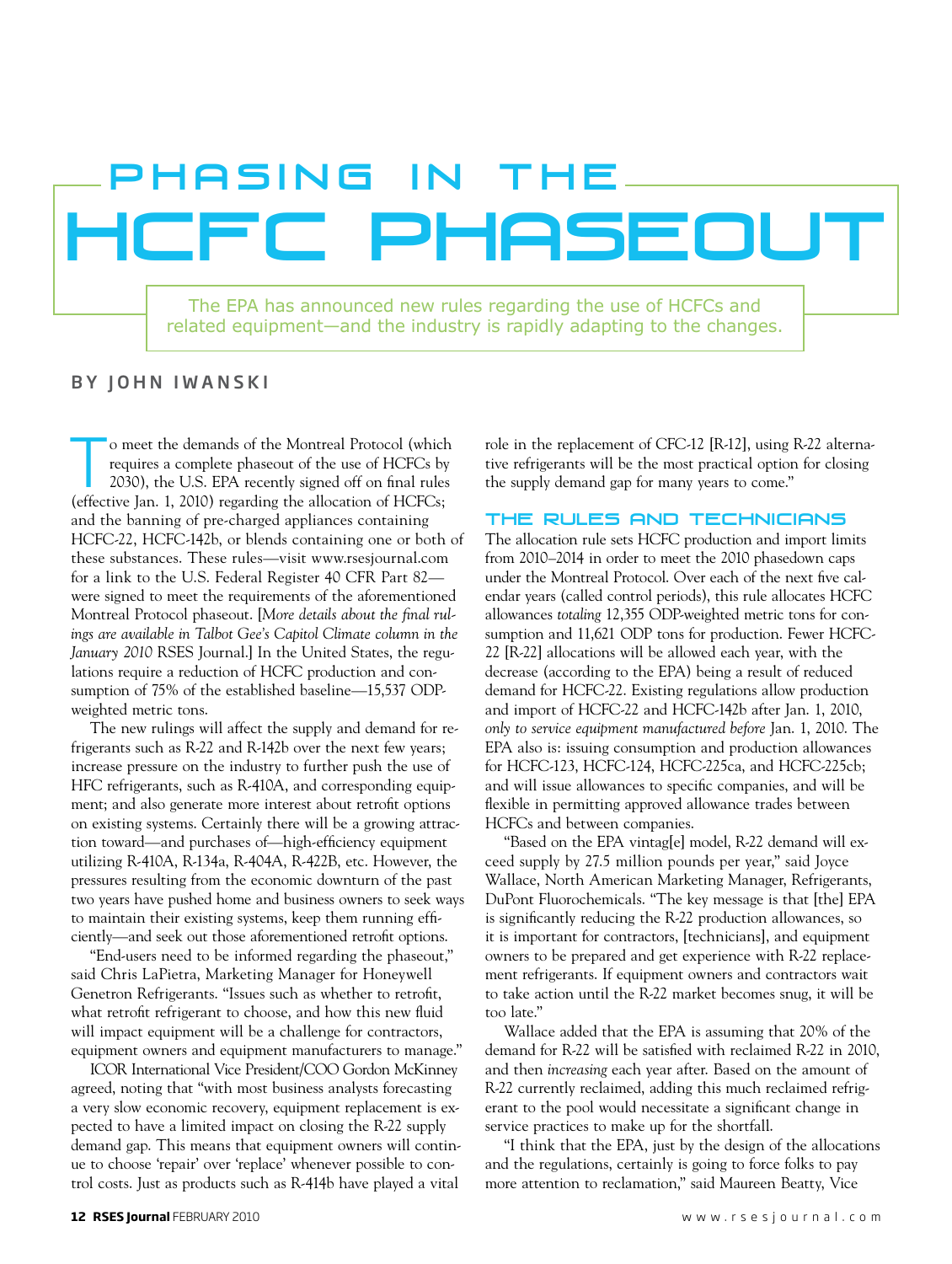# PHASING IN THE HCFC PHASEOUT

The EPA has announced new rules regarding the use of HCFCs and related equipment—and the industry is rapidly adapting to the changes.

BY JOHN IWANSKI

To meet the demands of the Montreal Protocol (which requires a complete phaseout of the use of HCFCs by 2030), the U.S. EPA recently signed off on final rules (effective Jan. 1, 2010) regarding the allocation of HCFCs; and the banning of pre-charged appliances containing HCFC-22, HCFC-142b, or blends containing one or both of these substances. These rules—visit www.rsesjournal.com for a link to the U.S. Federal Register 40 CFR Part 82—were signed to meet the requirements of the aforementioned Montreal Protocol phaseout. [*More details about the final rulings are available in Talbot Gee's Capitol Climate column in the January 2010* RSES Journal.] In the United States, the regulations require a reduction of HCFC production and consumption of 75% of the established baseline—15,537 ODP-weighted metric tons.

The new rulings will affect the supply and demand for refrigerants such as R-22 and R-142b over the next few years; increase pressure on the industry to further push the use of HFC refrigerants, such as R-410A, and corresponding equipment; and also generate more interest about retrofit options on existing systems. Certainly there will be a growing attraction toward—and purchases of—high-efficiency equipment utilizing R-410A, R-134a, R-404A, R-422B, etc. However, the pressures resulting from the economic downturn of the past two years have pushed home and business owners to seek ways to maintain their existing systems, keep them running efficiently—and seek out those aforementioned retrofit options.

"End-users need to be informed regarding the phaseout," said Chris LaPietra, Marketing Manager for Honeywell Genetron Refrigerants. "Issues such as whether to retrofit, what retrofit refrigerant to choose, and how this new fluid will impact equipment will be a challenge for contractors, equipment owners and equipment manufacturers to manage."

ICOR International Vice President/COO Gordon McKinney agreed, noting that "with most business analysts forecasting a very slow economic recovery, equipment replacement is expected to have a limited impact on closing the R-22 supply demand gap. This means that equipment owners will continue to choose 'repair' over 'replace' whenever possible to control costs. Just as products such as R-414b have played a vital role in the replacement of CFC-12 [R-12], using R-22 alternative refrigerants will be the most practical option for closing the supply demand gap for many years to come."

## THE RULES AND TECHNICIANS

The allocation rule sets HCFC production and import limits from 2010–2014 in order to meet the 2010 phasedown caps under the Montreal Protocol. Over each of the next five calendar years (called control periods), this rule allocates HCFC allowances *totaling* 12,355 ODP-weighted metric tons for consumption and 11,621 ODP tons for production. Fewer HCFC-22 [R-22] allocations will be allowed each year, with the decrease (according to the EPA) being a result of reduced demand for HCFC-22. Existing regulations allow production and import of HCFC-22 and HCFC-142b after Jan. 1, 2010, *only to service equipment manufactured before* Jan. 1, 2010. The EPA also is: issuing consumption and production allowances for HCFC-123, HCFC-124, HCFC-225ca, and HCFC-225cb; and will issue allowances to specific companies, and will be flexible in permitting approved allowance trades between HCFCs and between companies.

"Based on the EPA vintag[e] model, R-22 demand will exceed supply by 27.5 million pounds per year," said Joyce Wallace, North American Marketing Manager, Refrigerants, DuPont Fluorochemicals. "The key message is that [the] EPA is significantly reducing the R-22 production allowances, so it is important for contractors, [technicians], and equipment owners to be prepared and get experience with R-22 replacement refrigerants. If equipment owners and contractors wait to take action until the R-22 market becomes snug, it will be too late."

Wallace added that the EPA is assuming that 20% of the demand for R-22 will be satisfied with reclaimed R-22 in 2010, and then *increasing* each year after. Based on the amount of R-22 currently reclaimed, adding this much reclaimed refrigerant to the pool would necessitate a significant change in service practices to make up for the shortfall.

"I think that the EPA, just by the design of the allocations and the regulations, certainly is going to force folks to pay more attention to reclamation," said Maureen Beatty, Vice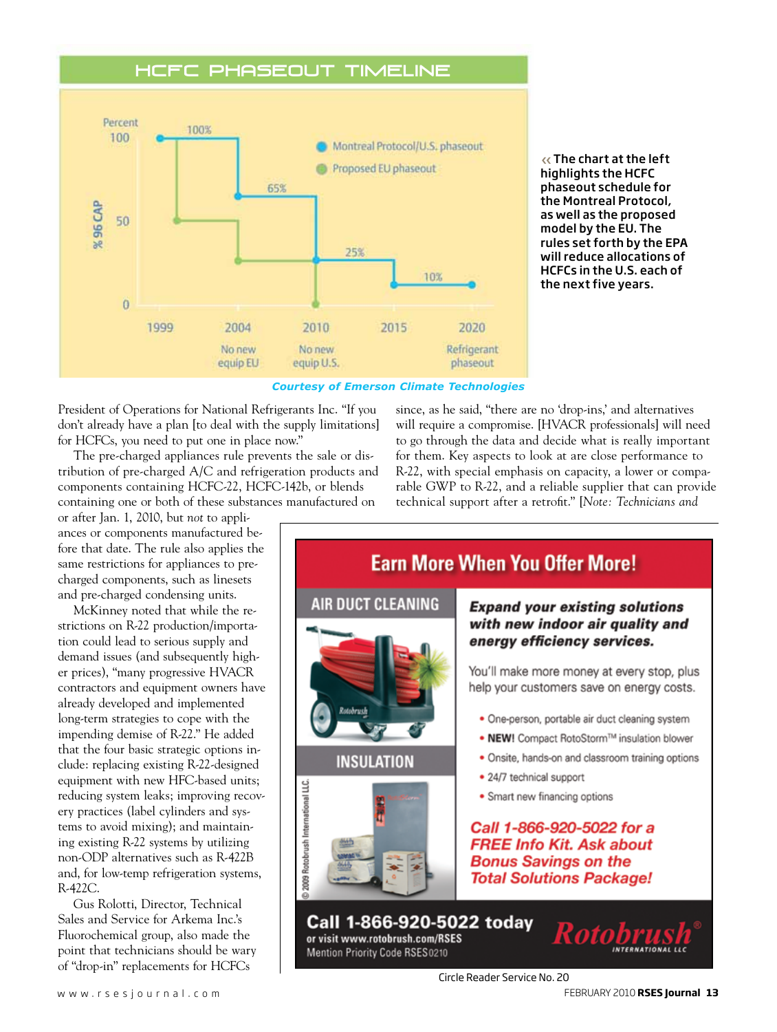## HCFC PHASEOUT TIMELINE

« The chart at the left highlights the HCFC phaseout schedule for the Montreal Protocol, as well as the proposed model by the EU. The rules set forth by the EPA will reduce allocations of HCFCs in the U.S. each of the next five years.

*Courtesy of Emerson Climate Technologies*

President of Operations for National Refrigerants Inc. "If you don't already have a plan [to deal with the supply limitations] for HCFCs, you need to put one in place now."

The pre-charged appliances rule prevents the sale or distribution of pre-charged A/C and refrigeration products and components containing HCFC-22, HCFC-142b, or blends containing one or both of these substances manufactured on or after Jan. 1, 2010, but *not* to appliances or components manufactured before that date. The rule also applies the same restrictions for appliances to pre-charged components, such as linesets and pre-charged condensing units.

McKinney noted that while the restrictions on R-22 production/importation could lead to serious supply and demand issues (and subsequently higher prices), "many progressive HVACR contractors and equipment owners have already developed and implemented long-term strategies to cope with the impending demise of R-22." He added that the four basic strategic options include: replacing existing R-22-designed equipment with new HFC-based units; reducing system leaks; improving recovery practices (label cylinders and systems to avoid mixing); and maintaining existing R-22 systems by utilizing non-ODP alternatives such as R-422B and, for low-temp refrigeration systems, R-422C.

Gus Rolotti, Director, Technical Sales and Service for Arkema Inc.'s Fluorochemical group, also made the point that technicians should be wary of "drop-in" replacements for HCFCs since, as he said, "there are no 'drop-ins,' and alternatives will require a compromise. [HVACR professionals] will need to go through the data and decide what is really important for them. Key aspects to look at are close performance to R-22, with special emphasis on capacity, a lower or comparable GWP to R-22, and a reliable supplier that can provide technical support after a retrofit." [*Note: Technicians and*

Circle Reader Service No. 20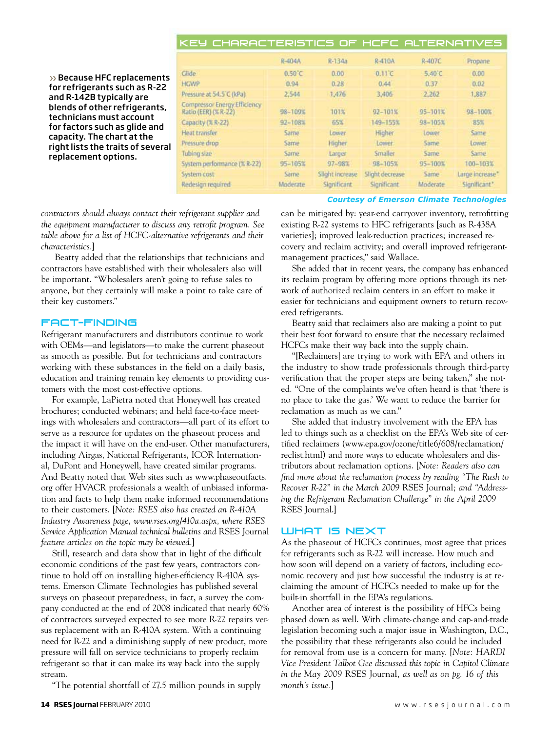## KEY CHARACTERISTICS OF HCFC ALTERNATIVES

›› Because HFC replacements for refrigerants such as R-22 and R-142B typically are blends of other refrigerants, technicians must account for factors such as glide and capacity. The chart at the right lists the traits of several replacement options.

| | R-404A | R-134a | R-410A | R-407C | Propane |
|---|---|---|---|---|---|
| Glide | 0.50°C | 0.00 | 0.11°C | 5.40°C | 0.00 |
| HGWP | 0.94 | 0.28 | 0.44 | 0.37 | 0.02 |
| Pressure at 54.5°C (kPa) | 2,544 | 1,476 | 3,406 | 2,262 | 1,887 |
| Compressor Energy Efficiency Ratio (EER) (% R-22) | 98–109% | 101% | 92–101% | 95–101% | 98–100% |
| Capacity (% R-22) | 92–108% | 65% | 149–155% | 98–105% | 85% |
| Heat transfer | Same | Lower | Higher | Lower | Same |
| Pressure drop | Same | Higher | Lower | Same | Lower |
| Tubing size | Same | Larger | Smaller | Same | Same |
| System performance (% R-22) | 95–105% | 97–98% | 98–105% | 95–100% | 100–103% |
| System cost | Same | Slight increase | Slight decrease | Same | Large increase* |
| Redesign required | Moderate | Significant | Significant | Moderate | Significant* |

*Courtesy of Emerson Climate Technologies*

*contractors should always contact their refrigerant supplier and the equipment manufacturer to discuss any retrofit program. See table above for a list of HCFC-alternative refrigerants and their characteristics.*]

Beatty added that the relationships that technicians and contractors have established with their wholesalers also will be important. "Wholesalers aren't going to refuse sales to anyone, but they certainly will make a point to take care of their key customers."

### FACT-FINDING

Refrigerant manufacturers and distributors continue to work with OEMs—and legislators—to make the current phaseout as smooth as possible. But for technicians and contractors working with these substances in the field on a daily basis, education and training remain key elements to providing customers with the most cost-effective options.

For example, LaPietra noted that Honeywell has created brochures; conducted webinars; and held face-to-face meetings with wholesalers and contractors—all part of its effort to serve as a resource for updates on the phaseout process and the impact it will have on the end-user. Other manufacturers, including Airgas, National Refrigerants, ICOR International, DuPont and Honeywell, have created similar programs. And Beatty noted that Web sites such as www.phaseoutfacts.org offer HVACR professionals a wealth of unbiased information and facts to help them make informed recommendations to their customers. [*Note: RSES also has created an R-410A Industry Awareness page, www.rses.org/410a.aspx, where RSES Service Application Manual technical bulletins and* RSES Journal *feature articles on the topic may be viewed.*]

Still, research and data show that in light of the difficult economic conditions of the past few years, contractors continue to hold off on installing higher-efficiency R-410A systems. Emerson Climate Technologies has published several surveys on phaseout preparedness; in fact, a survey the company conducted at the end of 2008 indicated that nearly 60% of contractors surveyed expected to see more R-22 repairs versus replacement with an R-410A system. With a continuing need for R-22 and a diminishing supply of new product, more pressure will fall on service technicians to properly reclaim refrigerant so that it can make its way back into the supply stream.

"The potential shortfall of 27.5 million pounds in supply can be mitigated by: year-end carryover inventory, retrofitting existing R-22 systems to HFC refrigerants [such as R-438A varieties]; improved leak-reduction practices; increased recovery and reclaim activity; and overall improved refrigerant-management practices," said Wallace.

She added that in recent years, the company has enhanced its reclaim program by offering more options through its network of authorized reclaim centers in an effort to make it easier for technicians and equipment owners to return recovered refrigerants.

Beatty said that reclaimers also are making a point to put their best foot forward to ensure that the necessary reclaimed HCFCs make their way back into the supply chain.

"[Reclaimers] are trying to work with EPA and others in the industry to show trade professionals through third-party verification that the proper steps are being taken," she noted. "One of the complaints we've often heard is that 'there is no place to take the gas.' We want to reduce the barrier for reclamation as much as we can."

She added that industry involvement with the EPA has led to things such as a checklist on the EPA's Web site of certified reclaimers (www.epa.gov/ozone/title6/608/reclamation/reclist.html) and more ways to educate wholesalers and distributors about reclamation options. [*Note: Readers also can find more about the reclamation process by reading "The Rush to Recover R-22" in the March 2009* RSES Journal*; and "Addressing the Refrigerant Reclamation Challenge" in the April 2009* RSES Journal.]

### WHAT IS NEXT

As the phaseout of HCFCs continues, most agree that prices for refrigerants such as R-22 will increase. How much and how soon will depend on a variety of factors, including economic recovery and just how successful the industry is at reclaiming the amount of HCFCs needed to make up for the built-in shortfall in the EPA's regulations.

Another area of interest is the possibility of HFCs being phased down as well. With climate-change and cap-and-trade legislation becoming such a major issue in Washington, D.C., the possibility that these refrigerants also could be included for removal from use is a concern for many. [*Note: HARDI Vice President Talbot Gee discussed this topic in Capitol Climate in the May 2009* RSES Journal*, as well as on pg. 16 of this month's issue.*]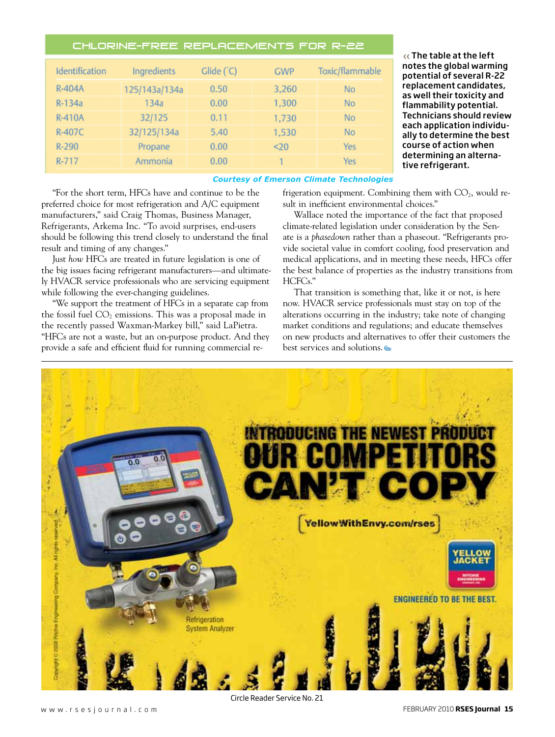## CHLORINE-FREE REPLACEMENTS FOR R-22

| Identification | Ingredients | Glide (˚C) | GWP | Toxic/flammable |
|---|---|---|---|---|
| R-404A | 125/143a/134a | 0.50 | 3,260 | No |
| R-134a | 134a | 0.00 | 1,300 | No |
| R-410A | 32/125 | 0.11 | 1,730 | No |
| R-407C | 32/125/134a | 5.40 | 1,530 | No |
| R-290 | Propane | 0.00 | <20 | Yes |
| R-717 | Ammonia | 0.00 | 1 | Yes |

*Courtesy of Emerson Climate Technologies*

**« The table at the left notes the global warming potential of several R-22 replacement candidates, as well their toxicity and flammability potential. Technicians should review each application individually to determine the best course of action when determining an alternative refrigerant.**

"For the short term, HFCs have and continue to be the preferred choice for most refrigeration and A/C equipment manufacturers," said Craig Thomas, Business Manager, Refrigerants, Arkema Inc. "To avoid surprises, end-users should be following this trend closely to understand the final result and timing of any changes."

Just *how* HFCs are treated in future legislation is one of the big issues facing refrigerant manufacturers—and ultimately HVACR service professionals who are servicing equipment while following the ever-changing guidelines.

"We support the treatment of HFCs in a separate cap from the fossil fuel $CO_2$ emissions. This was a proposal made in the recently passed Waxman-Markey bill," said LaPietra. "HFCs are not a waste, but an on-purpose product. And they provide a safe and efficient fluid for running commercial refrigeration equipment. Combining them with $CO_2$, would result in inefficient environmental choices."

Wallace noted the importance of the fact that proposed climate-related legislation under consideration by the Senate is a *phasedown* rather than a phaseout. "Refrigerants provide societal value in comfort cooling, food preservation and medical applications, and in meeting these needs, HFCs offer the best balance of properties as the industry transitions from HCFCs."

That transition is something that, like it or not, is here now. HVACR service professionals must stay on top of the alterations occurring in the industry; take note of changing market conditions and regulations; and educate themselves on new products and alternatives to offer their customers the best services and solutions.

INTRODUCING THE NEWEST PRODUCT OUR COMPETITORS CAN'T COPY

YellowWithEnvy.com/rses

YELLOW JACKET

ENGINEERED TO BE THE BEST.

Refrigeration System Analyzer

Copyright © 2009 Ritchie Engineering Company, Inc. All rights reserved.

Circle Reader Service No. 21